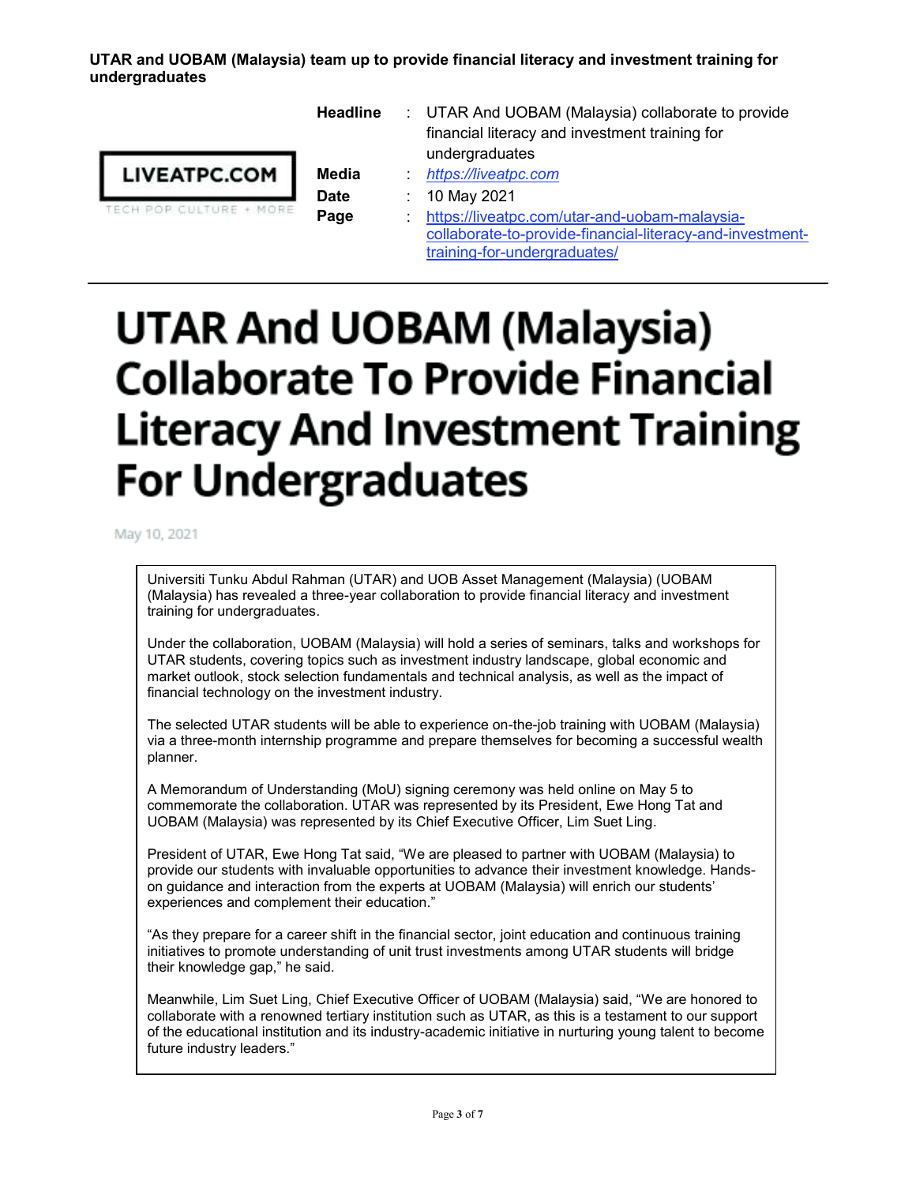**UTAR and UOBAM (Malaysia) team up to provide financial literacy and investment training for undergraduates**

LIVEATPC.COM
TECH POP CULTURE + MORE

| | | |
|---|---|---|
| **Headline** | : | UTAR And UOBAM (Malaysia) collaborate to provide financial literacy and investment training for undergraduates |
| **Media** | : | *https://liveatpc.com* |
| **Date** | : | 10 May 2021 |
| **Page** | : | https://liveatpc.com/utar-and-uobam-malaysia-collaborate-to-provide-financial-literacy-and-investment-training-for-undergraduates/ |

---

# UTAR And UOBAM (Malaysia) Collaborate To Provide Financial Literacy And Investment Training For Undergraduates

May 10, 2021

Universiti Tunku Abdul Rahman (UTAR) and UOB Asset Management (Malaysia) (UOBAM (Malaysia) has revealed a three-year collaboration to provide financial literacy and investment training for undergraduates.

Under the collaboration, UOBAM (Malaysia) will hold a series of seminars, talks and workshops for UTAR students, covering topics such as investment industry landscape, global economic and market outlook, stock selection fundamentals and technical analysis, as well as the impact of financial technology on the investment industry.

The selected UTAR students will be able to experience on-the-job training with UOBAM (Malaysia) via a three-month internship programme and prepare themselves for becoming a successful wealth planner.

A Memorandum of Understanding (MoU) signing ceremony was held online on May 5 to commemorate the collaboration. UTAR was represented by its President, Ewe Hong Tat and UOBAM (Malaysia) was represented by its Chief Executive Officer, Lim Suet Ling.

President of UTAR, Ewe Hong Tat said, "We are pleased to partner with UOBAM (Malaysia) to provide our students with invaluable opportunities to advance their investment knowledge. Hands-on guidance and interaction from the experts at UOBAM (Malaysia) will enrich our students' experiences and complement their education."

"As they prepare for a career shift in the financial sector, joint education and continuous training initiatives to promote understanding of unit trust investments among UTAR students will bridge their knowledge gap," he said.

Meanwhile, Lim Suet Ling, Chief Executive Officer of UOBAM (Malaysia) said, "We are honored to collaborate with a renowned tertiary institution such as UTAR, as this is a testament to our support of the educational institution and its industry-academic initiative in nurturing young talent to become future industry leaders."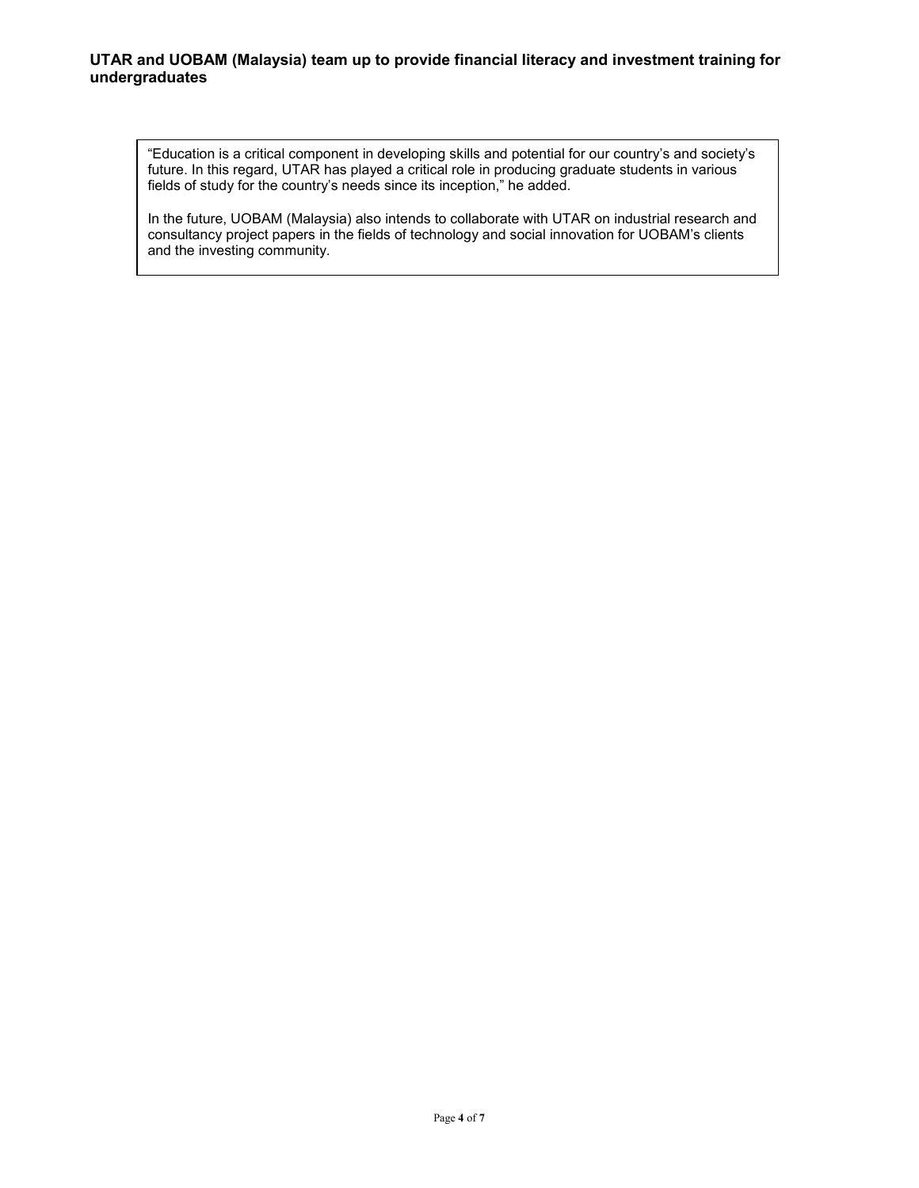"Education is a critical component in developing skills and potential for our country's and society's future. In this regard, UTAR has played a critical role in producing graduate students in various fields of study for the country's needs since its inception," he added.

In the future, UOBAM (Malaysia) also intends to collaborate with UTAR on industrial research and consultancy project papers in the fields of technology and social innovation for UOBAM's clients and the investing community.